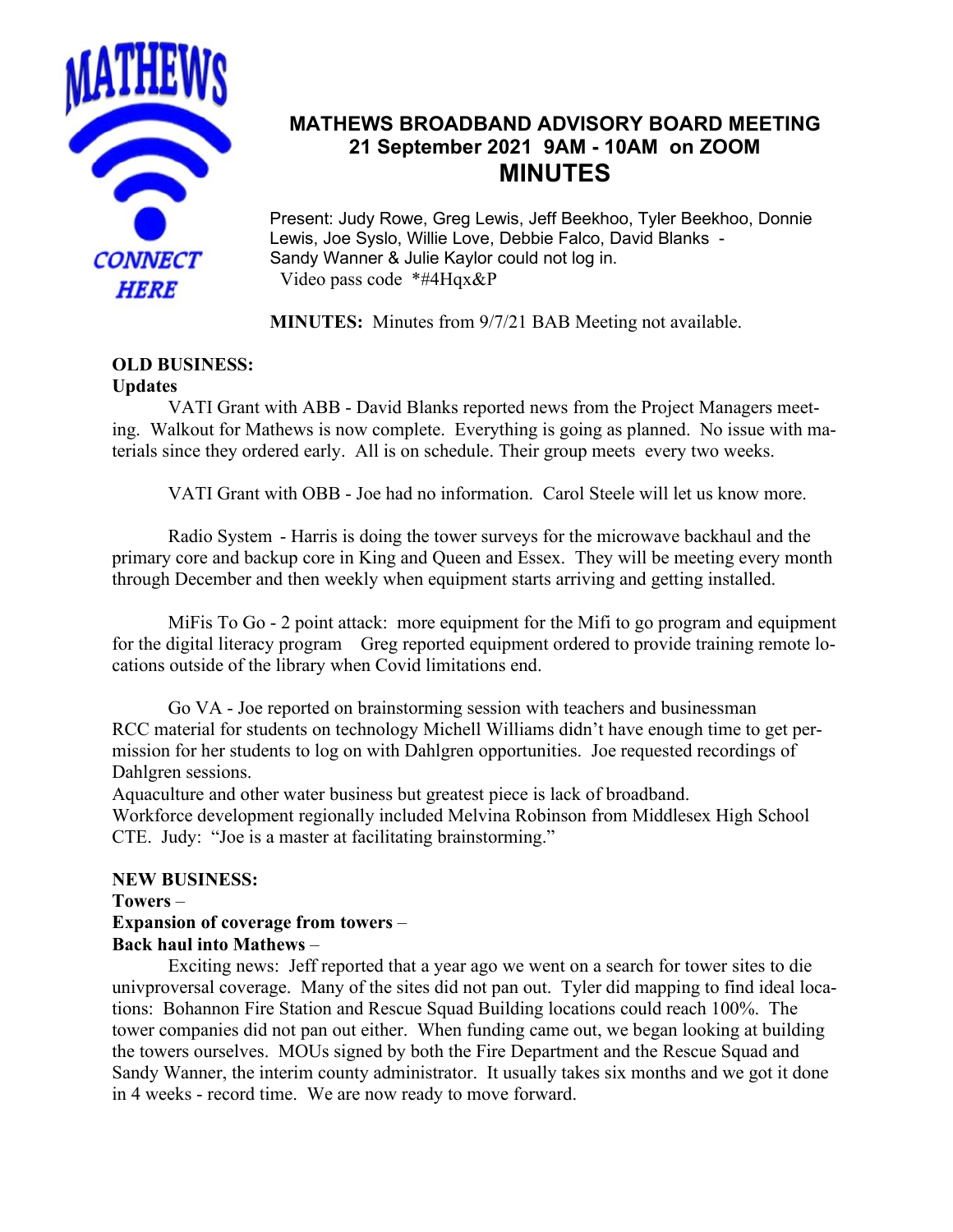MATHEWS

CONNECT HERE

# MATHEWS BROADBAND ADVISORY BOARD MEETING
## 21 September 2021 9AM - 10AM on ZOOM
## MINUTES

Present: Judy Rowe, Greg Lewis, Jeff Beekhoo, Tyler Beekhoo, Donnie Lewis, Joe Syslo, Willie Love, Debbie Falco, David Blanks - Sandy Wanner & Julie Kaylor could not log in.
Video pass code *#4Hqx&P

**MINUTES:** Minutes from 9/7/21 BAB Meeting not available.

**OLD BUSINESS:**
**Updates**

VATI Grant with ABB - David Blanks reported news from the Project Managers meeting. Walkout for Mathews is now complete. Everything is going as planned. No issue with materials since they ordered early. All is on schedule. Their group meets every two weeks.

VATI Grant with OBB - Joe had no information. Carol Steele will let us know more.

Radio System - Harris is doing the tower surveys for the microwave backhaul and the primary core and backup core in King and Queen and Essex. They will be meeting every month through December and then weekly when equipment starts arriving and getting installed.

MiFis To Go - 2 point attack: more equipment for the Mifi to go program and equipment for the digital literacy program Greg reported equipment ordered to provide training remote locations outside of the library when Covid limitations end.

Go VA - Joe reported on brainstorming session with teachers and businessman RCC material for students on technology Michell Williams didn't have enough time to get permission for her students to log on with Dahlgren opportunities. Joe requested recordings of Dahlgren sessions.
Aquaculture and other water business but greatest piece is lack of broadband.
Workforce development regionally included Melvina Robinson from Middlesex High School CTE. Judy: "Joe is a master at facilitating brainstorming."

**NEW BUSINESS:**
**Towers** –
**Expansion of coverage from towers** –
**Back haul into Mathews** –

Exciting news: Jeff reported that a year ago we went on a search for tower sites to die univproversal coverage. Many of the sites did not pan out. Tyler did mapping to find ideal locations: Bohannon Fire Station and Rescue Squad Building locations could reach 100%. The tower companies did not pan out either. When funding came out, we began looking at building the towers ourselves. MOUs signed by both the Fire Department and the Rescue Squad and Sandy Wanner, the interim county administrator. It usually takes six months and we got it done in 4 weeks - record time. We are now ready to move forward.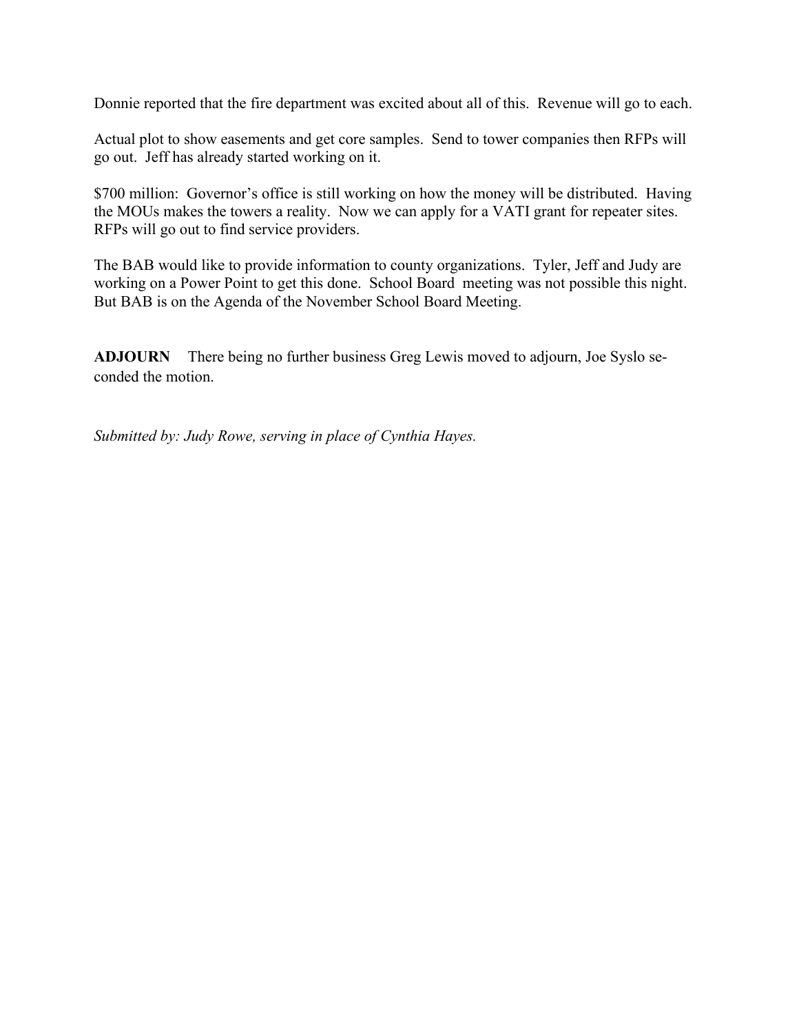Donnie reported that the fire department was excited about all of this. Revenue will go to each.

Actual plot to show easements and get core samples. Send to tower companies then RFPs will go out. Jeff has already started working on it.

$700 million: Governor's office is still working on how the money will be distributed. Having the MOUs makes the towers a reality. Now we can apply for a VATI grant for repeater sites. RFPs will go out to find service providers.

The BAB would like to provide information to county organizations. Tyler, Jeff and Judy are working on a Power Point to get this done. School Board meeting was not possible this night. But BAB is on the Agenda of the November School Board Meeting.

**ADJOURN** There being no further business Greg Lewis moved to adjourn, Joe Syslo seconded the motion.

*Submitted by: Judy Rowe, serving in place of Cynthia Hayes.*